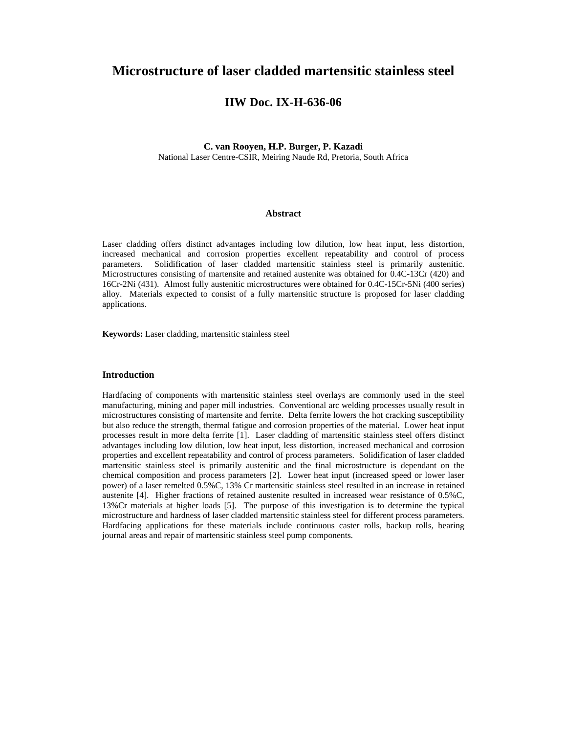# Microstructure of laser cladded martensitic stainless steel

## IIW Doc. IX-H-636-06

**C. van Rooyen, H.P. Burger, P. Kazadi**
National Laser Centre-CSIR, Meiring Naude Rd, Pretoria, South Africa

### Abstract

Laser cladding offers distinct advantages including low dilution, low heat input, less distortion, increased mechanical and corrosion properties excellent repeatability and control of process parameters. Solidification of laser cladded martensitic stainless steel is primarily austenitic. Microstructures consisting of martensite and retained austenite was obtained for 0.4C-13Cr (420) and 16Cr-2Ni (431). Almost fully austenitic microstructures were obtained for 0.4C-15Cr-5Ni (400 series) alloy. Materials expected to consist of a fully martensitic structure is proposed for laser cladding applications.

**Keywords:** Laser cladding, martensitic stainless steel

### Introduction

Hardfacing of components with martensitic stainless steel overlays are commonly used in the steel manufacturing, mining and paper mill industries. Conventional arc welding processes usually result in microstructures consisting of martensite and ferrite. Delta ferrite lowers the hot cracking susceptibility but also reduce the strength, thermal fatigue and corrosion properties of the material. Lower heat input processes result in more delta ferrite [1]. Laser cladding of martensitic stainless steel offers distinct advantages including low dilution, low heat input, less distortion, increased mechanical and corrosion properties and excellent repeatability and control of process parameters. Solidification of laser cladded martensitic stainless steel is primarily austenitic and the final microstructure is dependant on the chemical composition and process parameters [2]. Lower heat input (increased speed or lower laser power) of a laser remelted 0.5%C, 13% Cr martensitic stainless steel resulted in an increase in retained austenite [4]. Higher fractions of retained austenite resulted in increased wear resistance of 0.5%C, 13%Cr materials at higher loads [5]. The purpose of this investigation is to determine the typical microstructure and hardness of laser cladded martensitic stainless steel for different process parameters. Hardfacing applications for these materials include continuous caster rolls, backup rolls, bearing journal areas and repair of martensitic stainless steel pump components.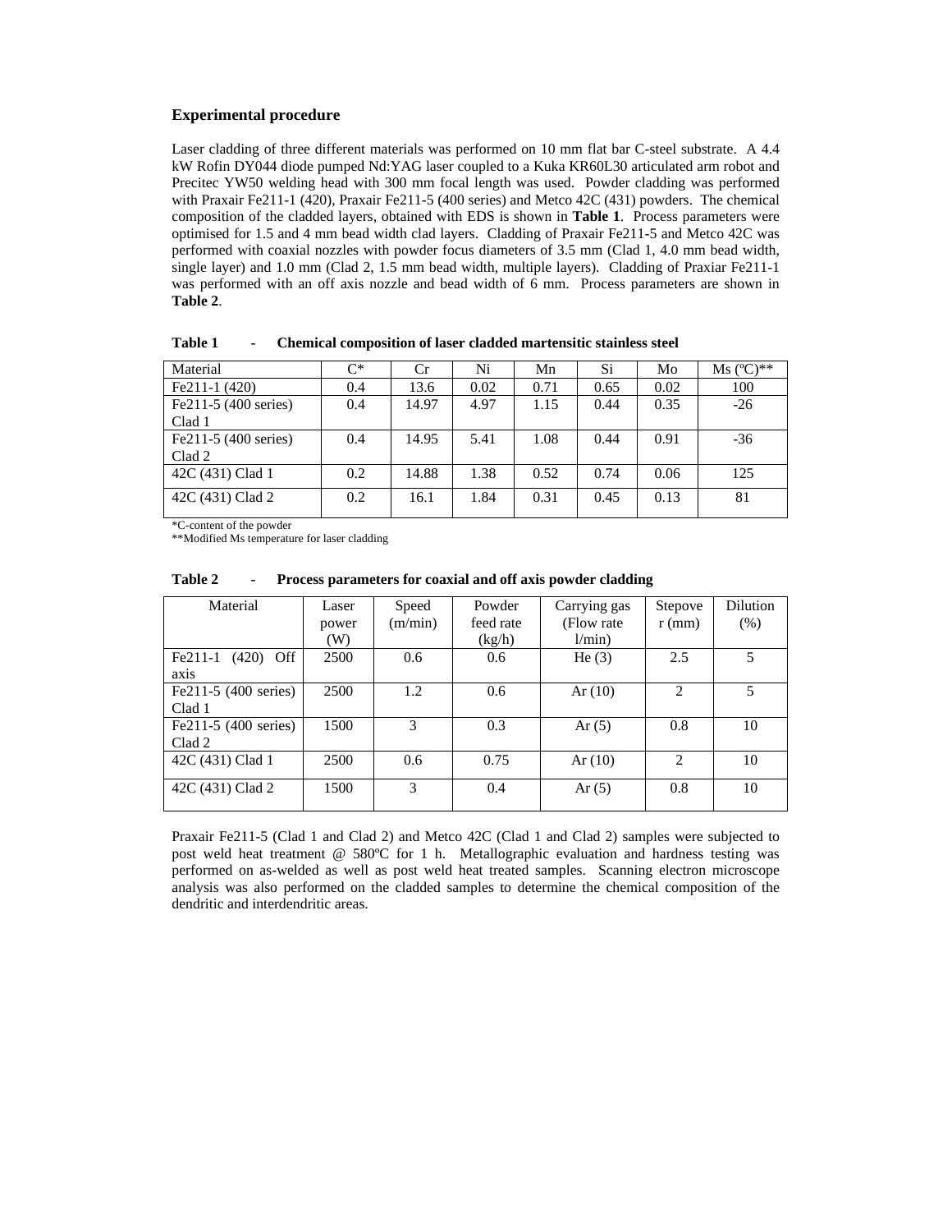### Experimental procedure

Laser cladding of three different materials was performed on 10 mm flat bar C-steel substrate. A 4.4 kW Rofin DY044 diode pumped Nd:YAG laser coupled to a Kuka KR60L30 articulated arm robot and Precitec YW50 welding head with 300 mm focal length was used. Powder cladding was performed with Praxair Fe211-1 (420), Praxair Fe211-5 (400 series) and Metco 42C (431) powders. The chemical composition of the cladded layers, obtained with EDS is shown in **Table 1**. Process parameters were optimised for 1.5 and 4 mm bead width clad layers. Cladding of Praxair Fe211-5 and Metco 42C was performed with coaxial nozzles with powder focus diameters of 3.5 mm (Clad 1, 4.0 mm bead width, single layer) and 1.0 mm (Clad 2, 1.5 mm bead width, multiple layers). Cladding of Praxiar Fe211-1 was performed with an off axis nozzle and bead width of 6 mm. Process parameters are shown in **Table 2**.

**Table 1 - Chemical composition of laser cladded martensitic stainless steel**

| Material | C* | Cr | Ni | Mn | Si | Mo | Ms (ºC)** |
|---|---|---|---|---|---|---|---|
| Fe211-1 (420) | 0.4 | 13.6 | 0.02 | 0.71 | 0.65 | 0.02 | 100 |
| Fe211-5 (400 series) Clad 1 | 0.4 | 14.97 | 4.97 | 1.15 | 0.44 | 0.35 | -26 |
| Fe211-5 (400 series) Clad 2 | 0.4 | 14.95 | 5.41 | 1.08 | 0.44 | 0.91 | -36 |
| 42C (431) Clad 1 | 0.2 | 14.88 | 1.38 | 0.52 | 0.74 | 0.06 | 125 |
| 42C (431) Clad 2 | 0.2 | 16.1 | 1.84 | 0.31 | 0.45 | 0.13 | 81 |

*C-content of the powder
**Modified Ms temperature for laser cladding

**Table 2 - Process parameters for coaxial and off axis powder cladding**

| Material | Laser power (W) | Speed (m/min) | Powder feed rate (kg/h) | Carrying gas (Flow rate l/min) | Stepover (mm) | Dilution (%) |
|---|---|---|---|---|---|---|
| Fe211-1 (420) Off axis | 2500 | 0.6 | 0.6 | He (3) | 2.5 | 5 |
| Fe211-5 (400 series) Clad 1 | 2500 | 1.2 | 0.6 | Ar (10) | 2 | 5 |
| Fe211-5 (400 series) Clad 2 | 1500 | 3 | 0.3 | Ar (5) | 0.8 | 10 |
| 42C (431) Clad 1 | 2500 | 0.6 | 0.75 | Ar (10) | 2 | 10 |
| 42C (431) Clad 2 | 1500 | 3 | 0.4 | Ar (5) | 0.8 | 10 |

Praxair Fe211-5 (Clad 1 and Clad 2) and Metco 42C (Clad 1 and Clad 2) samples were subjected to post weld heat treatment @ 580ºC for 1 h. Metallographic evaluation and hardness testing was performed on as-welded as well as post weld heat treated samples. Scanning electron microscope analysis was also performed on the cladded samples to determine the chemical composition of the dendritic and interdendritic areas.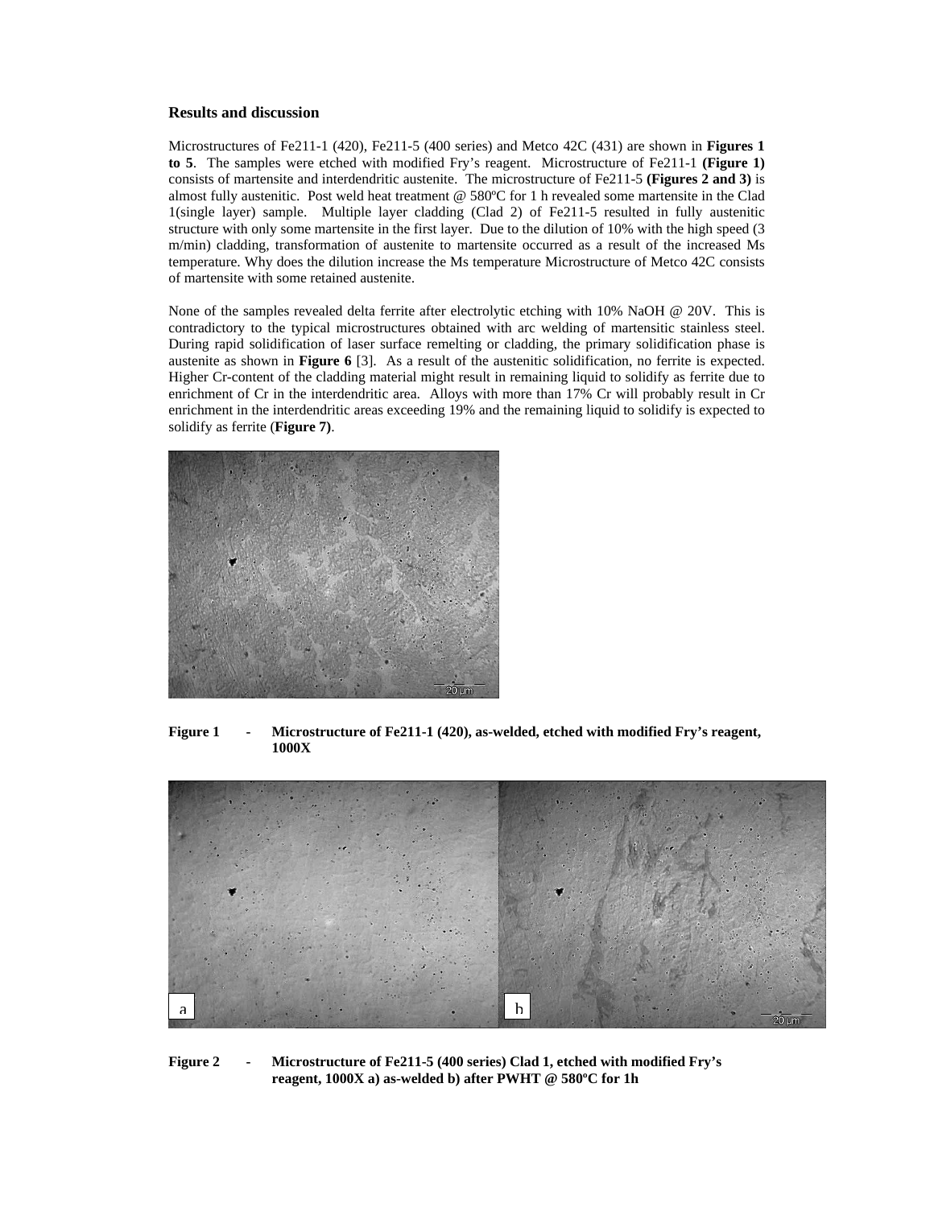### Results and discussion

Microstructures of Fe211-1 (420), Fe211-5 (400 series) and Metco 42C (431) are shown in **Figures 1 to 5**. The samples were etched with modified Fry's reagent. Microstructure of Fe211-1 **(Figure 1)** consists of martensite and interdendritic austenite. The microstructure of Fe211-5 **(Figures 2 and 3)** is almost fully austenitic. Post weld heat treatment @ 580ºC for 1 h revealed some martensite in the Clad 1(single layer) sample. Multiple layer cladding (Clad 2) of Fe211-5 resulted in fully austenitic structure with only some martensite in the first layer. Due to the dilution of 10% with the high speed (3 m/min) cladding, transformation of austenite to martensite occurred as a result of the increased Ms temperature. Why does the dilution increase the Ms temperature Microstructure of Metco 42C consists of martensite with some retained austenite.

None of the samples revealed delta ferrite after electrolytic etching with 10% NaOH @ 20V. This is contradictory to the typical microstructures obtained with arc welding of martensitic stainless steel. During rapid solidification of laser surface remelting or cladding, the primary solidification phase is austenite as shown in **Figure 6** [3]. As a result of the austenitic solidification, no ferrite is expected. Higher Cr-content of the cladding material might result in remaining liquid to solidify as ferrite due to enrichment of Cr in the interdendritic area. Alloys with more than 17% Cr will probably result in Cr enrichment in the interdendritic areas exceeding 19% and the remaining liquid to solidify is expected to solidify as ferrite (**Figure 7)**.

**Figure 1 - Microstructure of Fe211-1 (420), as-welded, etched with modified Fry's reagent, 1000X**

**Figure 2 - Microstructure of Fe211-5 (400 series) Clad 1, etched with modified Fry's reagent, 1000X a) as-welded b) after PWHT @ 580ºC for 1h**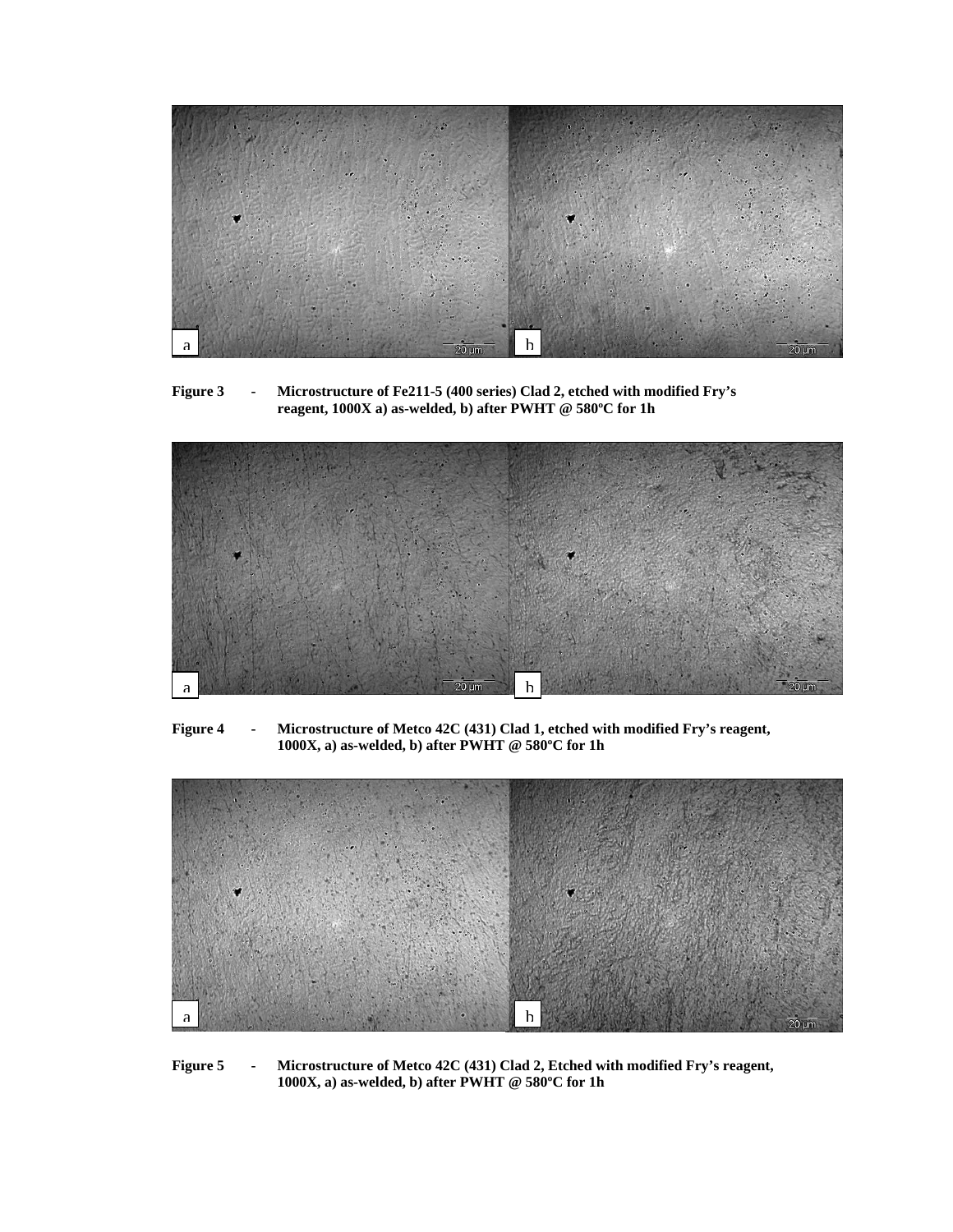**Figure 3 - Microstructure of Fe211-5 (400 series) Clad 2, etched with modified Fry's reagent, 1000X a) as-welded, b) after PWHT @ 580ºC for 1h**

**Figure 4 - Microstructure of Metco 42C (431) Clad 1, etched with modified Fry's reagent, 1000X, a) as-welded, b) after PWHT @ 580ºC for 1h**

**Figure 5 - Microstructure of Metco 42C (431) Clad 2, Etched with modified Fry's reagent, 1000X, a) as-welded, b) after PWHT @ 580ºC for 1h**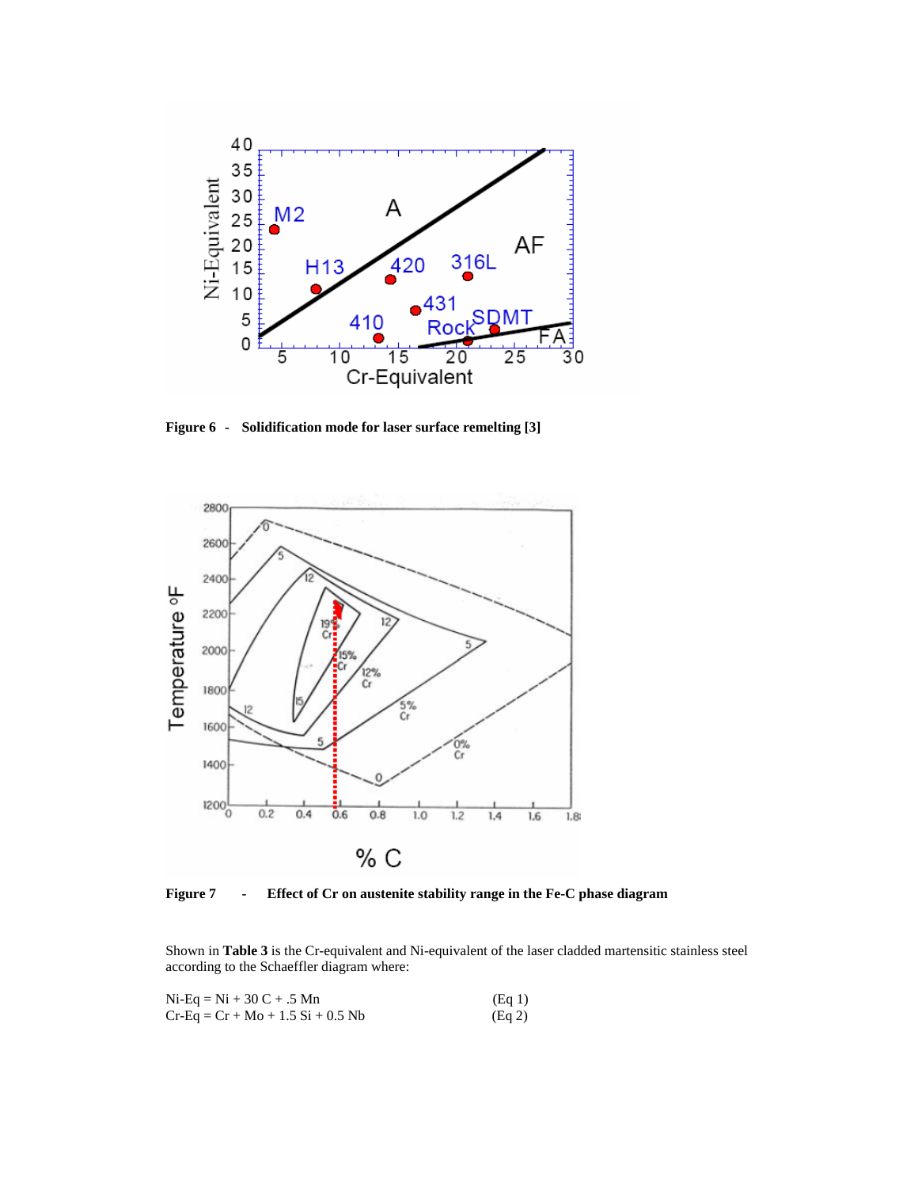**Figure 6 - Solidification mode for laser surface remelting [3]**

**Figure 7 - Effect of Cr on austenite stability range in the Fe-C phase diagram**

Shown in **Table 3** is the Cr-equivalent and Ni-equivalent of the laser cladded martensitic stainless steel according to the Schaeffler diagram where:

$$\text{Ni-Eq} = \text{Ni} + 30\ \text{C} + .5\ \text{Mn} \qquad \text{(Eq 1)}$$

$$\text{Cr-Eq} = \text{Cr} + \text{Mo} + 1.5\ \text{Si} + 0.5\ \text{Nb} \qquad \text{(Eq 2)}$$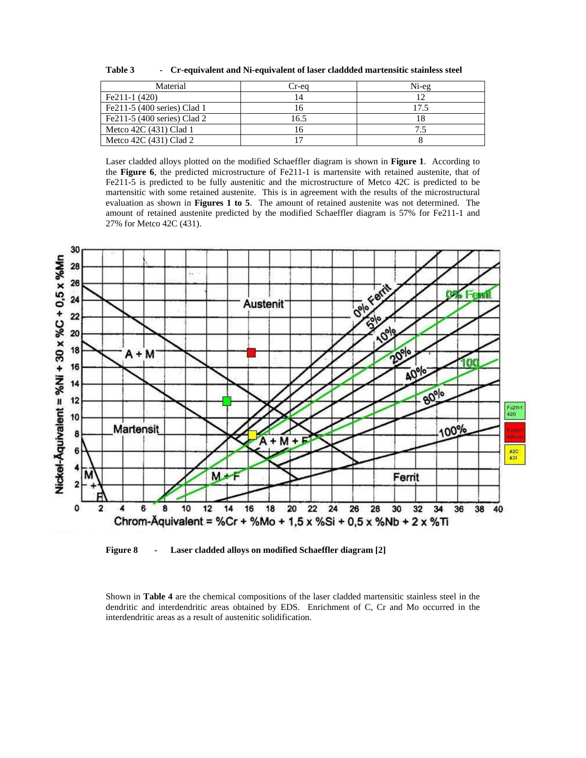**Table 3 - Cr-equivalent and Ni-equivalent of laser claddded martensitic stainless steel**

| Material | Cr-eq | Ni-eg |
|---|---|---|
| Fe211-1 (420) | 14 | 12 |
| Fe211-5 (400 series) Clad 1 | 16 | 17.5 |
| Fe211-5 (400 series) Clad 2 | 16.5 | 18 |
| Metco 42C (431) Clad 1 | 16 | 7.5 |
| Metco 42C (431) Clad 2 | 17 | 8 |

Laser cladded alloys plotted on the modified Schaeffler diagram is shown in **Figure 1**. According to the **Figure 6**, the predicted microstructure of Fe211-1 is martensite with retained austenite, that of Fe211-5 is predicted to be fully austenitic and the microstructure of Metco 42C is predicted to be martensitic with some retained austenite. This is in agreement with the results of the microstructural evaluation as shown in **Figures 1 to 5**. The amount of retained austenite was not determined. The amount of retained austenite predicted by the modified Schaeffler diagram is 57% for Fe211-1 and 27% for Metco 42C (431).

**Figure 8 - Laser cladded alloys on modified Schaeffler diagram [2]**

Shown in **Table 4** are the chemical compositions of the laser cladded martensitic stainless steel in the dendritic and interdendritic areas obtained by EDS. Enrichment of C, Cr and Mo occurred in the interdendritic areas as a result of austenitic solidification.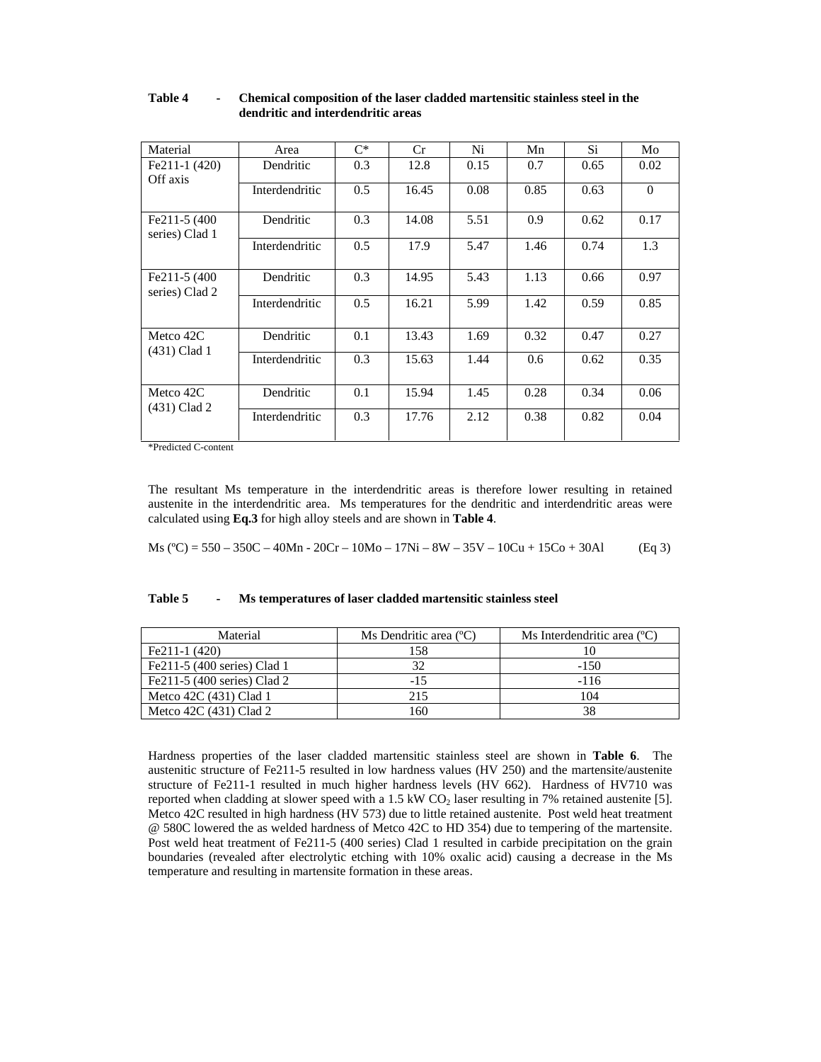**Table 4 - Chemical composition of the laser cladded martensitic stainless steel in the dendritic and interdendritic areas**

| Material | Area | C* | Cr | Ni | Mn | Si | Mo |
|---|---|---|---|---|---|---|---|
| Fe211-1 (420) Off axis | Dendritic | 0.3 | 12.8 | 0.15 | 0.7 | 0.65 | 0.02 |
| | Interdendritic | 0.5 | 16.45 | 0.08 | 0.85 | 0.63 | 0 |
| Fe211-5 (400 series) Clad 1 | Dendritic | 0.3 | 14.08 | 5.51 | 0.9 | 0.62 | 0.17 |
| | Interdendritic | 0.5 | 17.9 | 5.47 | 1.46 | 0.74 | 1.3 |
| Fe211-5 (400 series) Clad 2 | Dendritic | 0.3 | 14.95 | 5.43 | 1.13 | 0.66 | 0.97 |
| | Interdendritic | 0.5 | 16.21 | 5.99 | 1.42 | 0.59 | 0.85 |
| Metco 42C (431) Clad 1 | Dendritic | 0.1 | 13.43 | 1.69 | 0.32 | 0.47 | 0.27 |
| | Interdendritic | 0.3 | 15.63 | 1.44 | 0.6 | 0.62 | 0.35 |
| Metco 42C (431) Clad 2 | Dendritic | 0.1 | 15.94 | 1.45 | 0.28 | 0.34 | 0.06 |
| | Interdendritic | 0.3 | 17.76 | 2.12 | 0.38 | 0.82 | 0.04 |

*Predicted C-content

The resultant Ms temperature in the interdendritic areas is therefore lower resulting in retained austenite in the interdendritic area. Ms temperatures for the dendritic and interdendritic areas were calculated using **Eq.3** for high alloy steels and are shown in **Table 4**.

$$Ms\ (^{\circ}C) = 550 - 350C - 40Mn - 20Cr - 10Mo - 17Ni - 8W - 35V - 10Cu + 15Co + 30Al \qquad \text{(Eq 3)}$$

**Table 5 - Ms temperatures of laser cladded martensitic stainless steel**

| Material | Ms Dendritic area (ºC) | Ms Interdendritic area (ºC) |
|---|---|---|
| Fe211-1 (420) | 158 | 10 |
| Fe211-5 (400 series) Clad 1 | 32 | -150 |
| Fe211-5 (400 series) Clad 2 | -15 | -116 |
| Metco 42C (431) Clad 1 | 215 | 104 |
| Metco 42C (431) Clad 2 | 160 | 38 |

Hardness properties of the laser cladded martensitic stainless steel are shown in **Table 6**. The austenitic structure of Fe211-5 resulted in low hardness values (HV 250) and the martensite/austenite structure of Fe211-1 resulted in much higher hardness levels (HV 662). Hardness of HV710 was reported when cladding at slower speed with a 1.5 kW $CO_2$ laser resulting in 7% retained austenite [5]. Metco 42C resulted in high hardness (HV 573) due to little retained austenite. Post weld heat treatment @ 580C lowered the as welded hardness of Metco 42C to HD 354) due to tempering of the martensite. Post weld heat treatment of Fe211-5 (400 series) Clad 1 resulted in carbide precipitation on the grain boundaries (revealed after electrolytic etching with 10% oxalic acid) causing a decrease in the Ms temperature and resulting in martensite formation in these areas.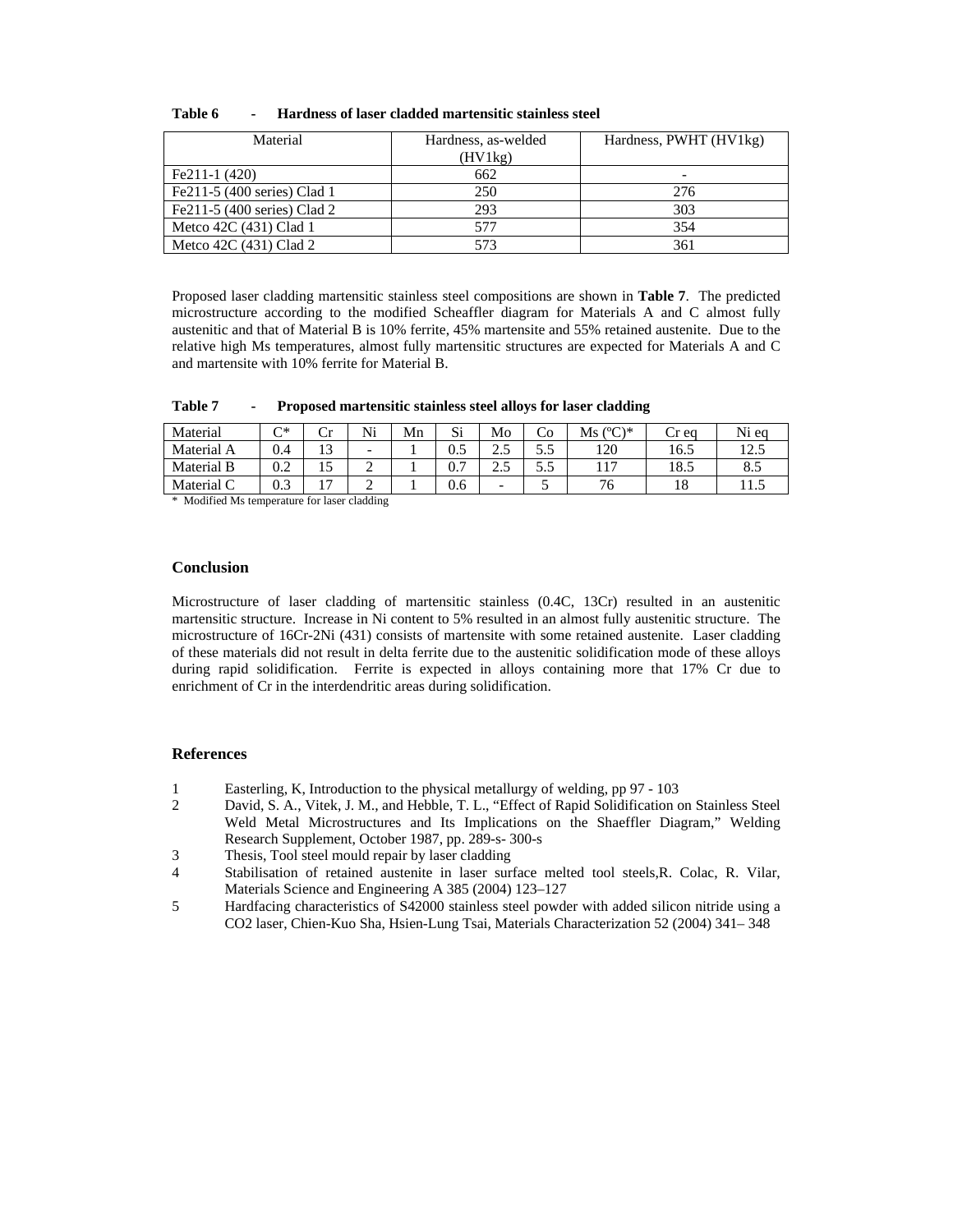**Table 6 - Hardness of laser cladded martensitic stainless steel**

| Material | Hardness, as-welded (HV1kg) | Hardness, PWHT (HV1kg) |
|---|---|---|
| Fe211-1 (420) | 662 | - |
| Fe211-5 (400 series) Clad 1 | 250 | 276 |
| Fe211-5 (400 series) Clad 2 | 293 | 303 |
| Metco 42C (431) Clad 1 | 577 | 354 |
| Metco 42C (431) Clad 2 | 573 | 361 |

Proposed laser cladding martensitic stainless steel compositions are shown in **Table 7**. The predicted microstructure according to the modified Scheaffler diagram for Materials A and C almost fully austenitic and that of Material B is 10% ferrite, 45% martensite and 55% retained austenite. Due to the relative high Ms temperatures, almost fully martensitic structures are expected for Materials A and C and martensite with 10% ferrite for Material B.

**Table 7 - Proposed martensitic stainless steel alloys for laser cladding**

| Material | C* | Cr | Ni | Mn | Si | Mo | Co | Ms (ºC)* | Cr eq | Ni eq |
|---|---|---|---|---|---|---|---|---|---|---|
| Material A | 0.4 | 13 | - | 1 | 0.5 | 2.5 | 5.5 | 120 | 16.5 | 12.5 |
| Material B | 0.2 | 15 | 2 | 1 | 0.7 | 2.5 | 5.5 | 117 | 18.5 | 8.5 |
| Material C | 0.3 | 17 | 2 | 1 | 0.6 | - | 5 | 76 | 18 | 11.5 |

\* Modified Ms temperature for laser cladding

## Conclusion

Microstructure of laser cladding of martensitic stainless (0.4C, 13Cr) resulted in an austenitic martensitic structure. Increase in Ni content to 5% resulted in an almost fully austenitic structure. The microstructure of 16Cr-2Ni (431) consists of martensite with some retained austenite. Laser cladding of these materials did not result in delta ferrite due to the austenitic solidification mode of these alloys during rapid solidification. Ferrite is expected in alloys containing more that 17% Cr due to enrichment of Cr in the interdendritic areas during solidification.

## References

1. Easterling, K, Introduction to the physical metallurgy of welding, pp 97 - 103
2. David, S. A., Vitek, J. M., and Hebble, T. L., "Effect of Rapid Solidification on Stainless Steel Weld Metal Microstructures and Its Implications on the Shaeffler Diagram," Welding Research Supplement, October 1987, pp. 289-s- 300-s
3. Thesis, Tool steel mould repair by laser cladding
4. Stabilisation of retained austenite in laser surface melted tool steels,R. Colac, R. Vilar, Materials Science and Engineering A 385 (2004) 123–127
5. Hardfacing characteristics of S42000 stainless steel powder with added silicon nitride using a CO2 laser, Chien-Kuo Sha, Hsien-Lung Tsai, Materials Characterization 52 (2004) 341– 348